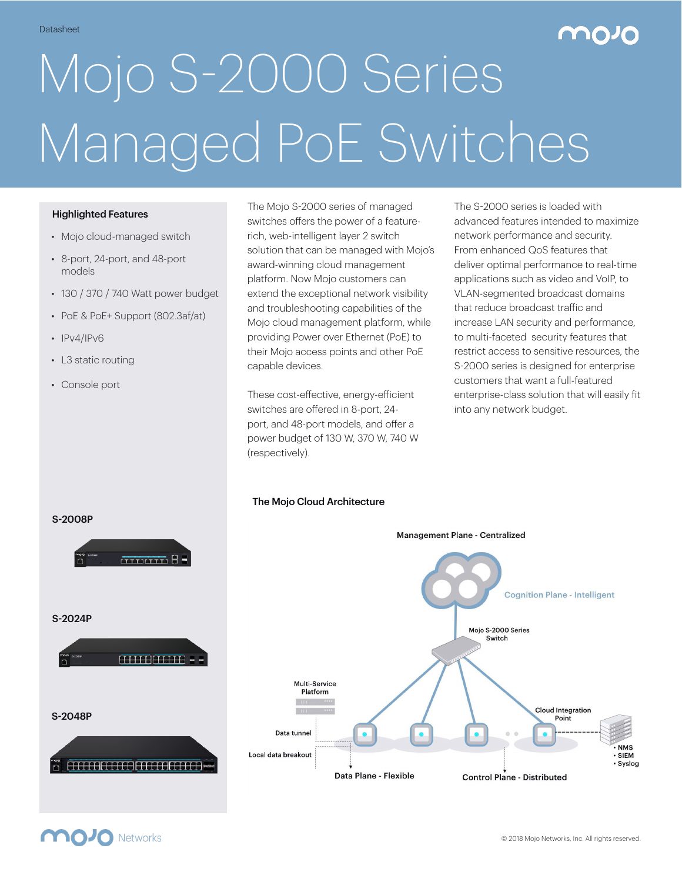Datasheet

# Mojo S-2000 Series Managed PoE Switches

### Highlighted Features

- Mojo cloud-managed switch
- 8-port, 24-port, and 48-port models
- 130 / 370 / 740 Watt power budget
- PoE & PoE+ Support (802.3af/at)
- IPv4/IPv6
- L3 static routing
- Console port

**S-2008P**

**S-2024P**

**S-2048P**

The Mojo S-2000 series of managed switches offers the power of a feature-rich, web-intelligent layer 2 switch solution that can be managed with Mojo's award-winning cloud management platform. Now Mojo customers can extend the exceptional network visibility and troubleshooting capabilities of the Mojo cloud management platform, while providing Power over Ethernet (PoE) to their Mojo access points and other PoE capable devices.

These cost-effective, energy-efficient switches are offered in 8-port, 24-port, and 48-port models, and offer a power budget of 130 W, 370 W, 740 W (respectively).

The S-2000 series is loaded with advanced features intended to maximize network performance and security. From enhanced QoS features that deliver optimal performance to real-time applications such as video and VoIP, to VLAN-segmented broadcast domains that reduce broadcast traffic and increase LAN security and performance, to multi-faceted security features that restrict access to sensitive resources, the S-2000 series is designed for enterprise customers that want a full-featured enterprise-class solution that will easily fit into any network budget.

### The Mojo Cloud Architecture

Management Plane - Centralized

Cognition Plane - Intelligent

Mojo S-2000 Series Switch

Multi-Service Platform

Cloud Integration Point

Data tunnel

Local data breakout

- NMS
- SIEM
- Syslog

Data Plane - Flexible

Control Plane - Distributed

© 2018 Mojo Networks, Inc. All rights reserved.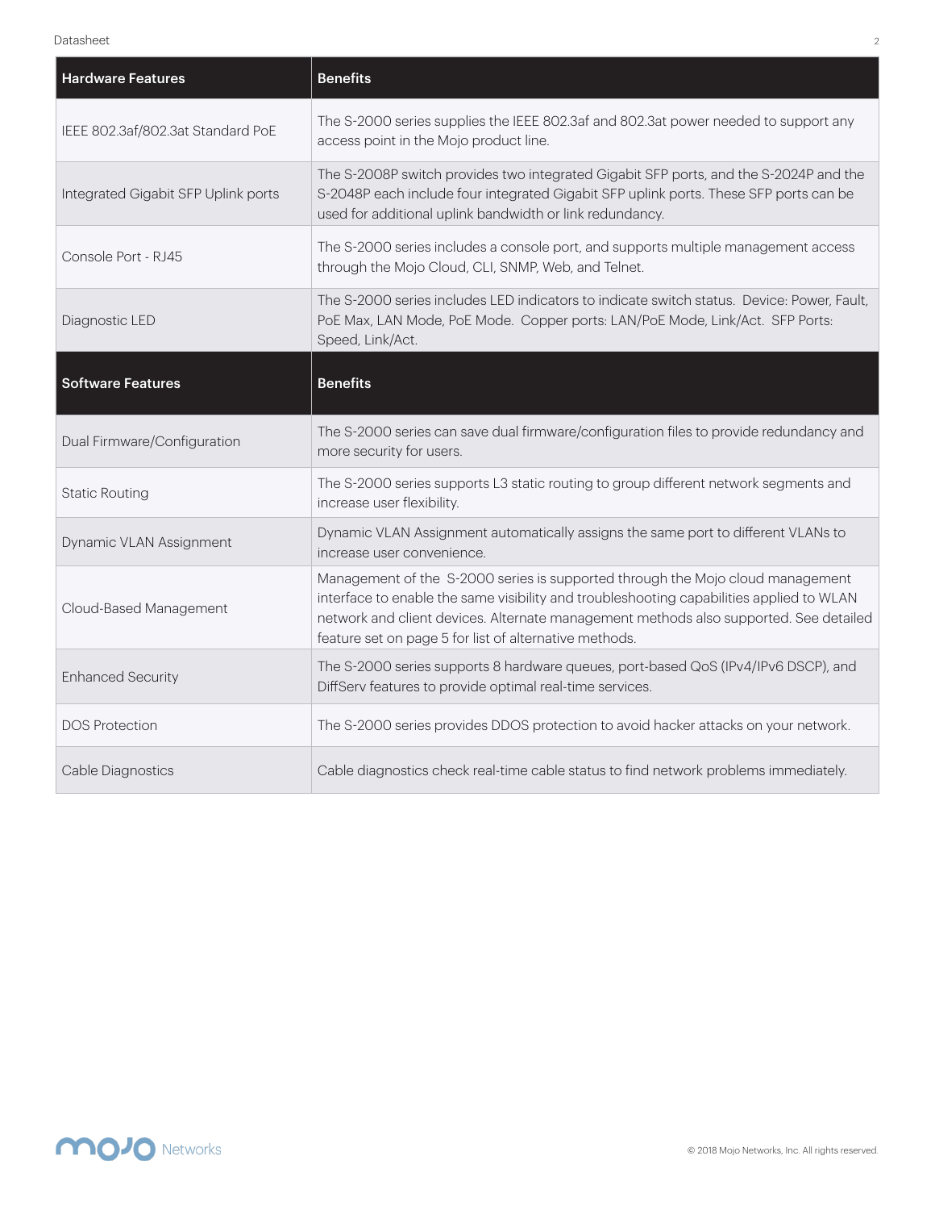| Hardware Features | Benefits |
|---|---|
| IEEE 802.3af/802.3at Standard PoE | The S-2000 series supplies the IEEE 802.3af and 802.3at power needed to support any access point in the Mojo product line. |
| Integrated Gigabit SFP Uplink ports | The S-2008P switch provides two integrated Gigabit SFP ports, and the S-2024P and the S-2048P each include four integrated Gigabit SFP uplink ports. These SFP ports can be used for additional uplink bandwidth or link redundancy. |
| Console Port - RJ45 | The S-2000 series includes a console port, and supports multiple management access through the Mojo Cloud, CLI, SNMP, Web, and Telnet. |
| Diagnostic LED | The S-2000 series includes LED indicators to indicate switch status. Device: Power, Fault, PoE Max, LAN Mode, PoE Mode. Copper ports: LAN/PoE Mode, Link/Act. SFP Ports: Speed, Link/Act. |
| **Software Features** | **Benefits** |
| Dual Firmware/Configuration | The S-2000 series can save dual firmware/configuration files to provide redundancy and more security for users. |
| Static Routing | The S-2000 series supports L3 static routing to group different network segments and increase user flexibility. |
| Dynamic VLAN Assignment | Dynamic VLAN Assignment automatically assigns the same port to different VLANs to increase user convenience. |
| Cloud-Based Management | Management of the S-2000 series is supported through the Mojo cloud management interface to enable the same visibility and troubleshooting capabilities applied to WLAN network and client devices. Alternate management methods also supported. See detailed feature set on page 5 for list of alternative methods. |
| Enhanced Security | The S-2000 series supports 8 hardware queues, port-based QoS (IPv4/IPv6 DSCP), and DiffServ features to provide optimal real-time services. |
| DOS Protection | The S-2000 series provides DDOS protection to avoid hacker attacks on your network. |
| Cable Diagnostics | Cable diagnostics check real-time cable status to find network problems immediately. |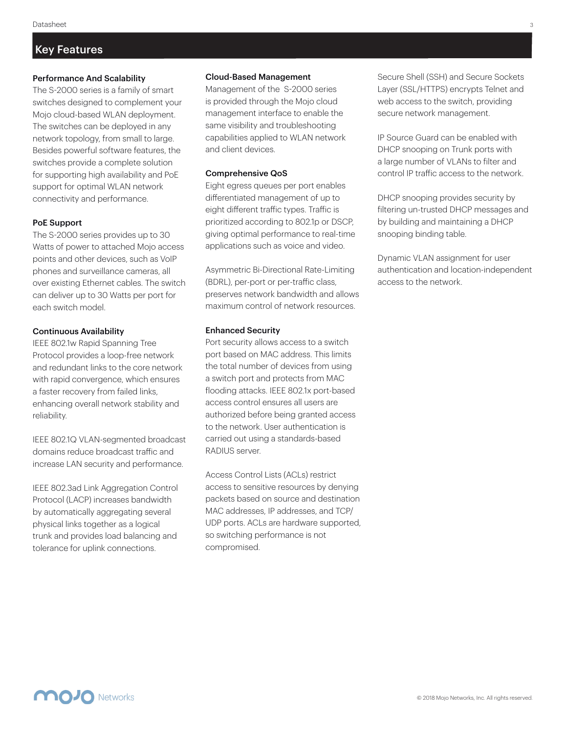## Key Features

### Performance And Scalability

The S-2000 series is a family of smart switches designed to complement your Mojo cloud-based WLAN deployment. The switches can be deployed in any network topology, from small to large. Besides powerful software features, the switches provide a complete solution for supporting high availability and PoE support for optimal WLAN network connectivity and performance.

### PoE Support

The S-2000 series provides up to 30 Watts of power to attached Mojo access points and other devices, such as VoIP phones and surveillance cameras, all over existing Ethernet cables. The switch can deliver up to 30 Watts per port for each switch model.

### Continuous Availability

IEEE 802.1w Rapid Spanning Tree Protocol provides a loop-free network and redundant links to the core network with rapid convergence, which ensures a faster recovery from failed links, enhancing overall network stability and reliability.

IEEE 802.1Q VLAN-segmented broadcast domains reduce broadcast traffic and increase LAN security and performance.

IEEE 802.3ad Link Aggregation Control Protocol (LACP) increases bandwidth by automatically aggregating several physical links together as a logical trunk and provides load balancing and tolerance for uplink connections.

### Cloud-Based Management

Management of the S-2000 series is provided through the Mojo cloud management interface to enable the same visibility and troubleshooting capabilities applied to WLAN network and client devices.

### Comprehensive QoS

Eight egress queues per port enables differentiated management of up to eight different traffic types. Traffic is prioritized according to 802.1p or DSCP, giving optimal performance to real-time applications such as voice and video.

Asymmetric Bi-Directional Rate-Limiting (BDRL), per-port or per-traffic class, preserves network bandwidth and allows maximum control of network resources.

### Enhanced Security

Port security allows access to a switch port based on MAC address. This limits the total number of devices from using a switch port and protects from MAC flooding attacks. IEEE 802.1x port-based access control ensures all users are authorized before being granted access to the network. User authentication is carried out using a standards-based RADIUS server.

Access Control Lists (ACLs) restrict access to sensitive resources by denying packets based on source and destination MAC addresses, IP addresses, and TCP/UDP ports. ACLs are hardware supported, so switching performance is not compromised.

Secure Shell (SSH) and Secure Sockets Layer (SSL/HTTPS) encrypts Telnet and web access to the switch, providing secure network management.

IP Source Guard can be enabled with DHCP snooping on Trunk ports with a large number of VLANs to filter and control IP traffic access to the network.

DHCP snooping provides security by filtering un-trusted DHCP messages and by building and maintaining a DHCP snooping binding table.

Dynamic VLAN assignment for user authentication and location-independent access to the network.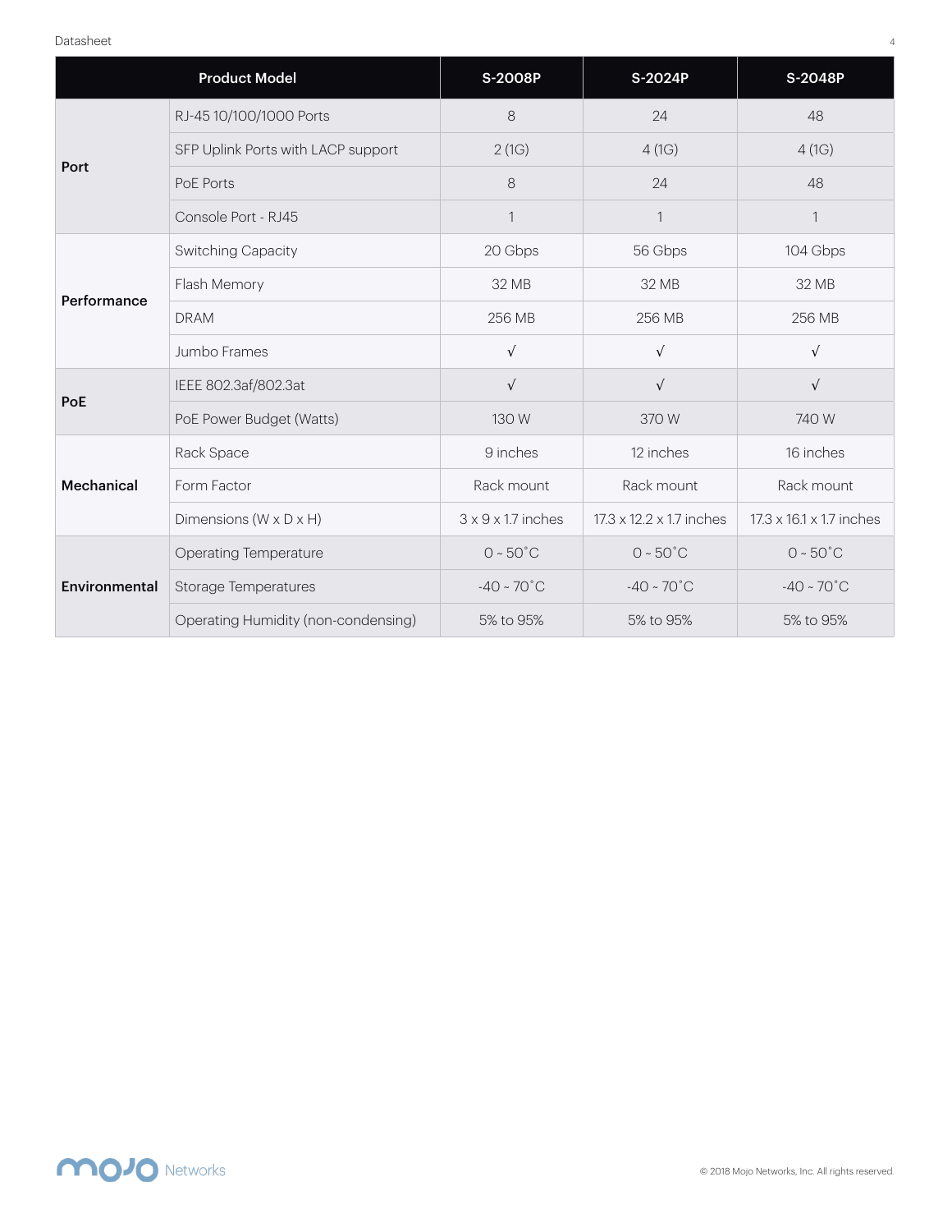| Product Model | | S-2008P | S-2024P | S-2048P |
|---|---|---|---|---|
| Port | RJ-45 10/100/1000 Ports | 8 | 24 | 48 |
| | SFP Uplink Ports with LACP support | 2 (1G) | 4 (1G) | 4 (1G) |
| | PoE Ports | 8 | 24 | 48 |
| | Console Port - RJ45 | 1 | 1 | 1 |
| Performance | Switching Capacity | 20 Gbps | 56 Gbps | 104 Gbps |
| | Flash Memory | 32 MB | 32 MB | 32 MB |
| | DRAM | 256 MB | 256 MB | 256 MB |
| | Jumbo Frames | √ | √ | √ |
| PoE | IEEE 802.3af/802.3at | √ | √ | √ |
| | PoE Power Budget (Watts) | 130 W | 370 W | 740 W |
| Mechanical | Rack Space | 9 inches | 12 inches | 16 inches |
| | Form Factor | Rack mount | Rack mount | Rack mount |
| | Dimensions (W x D x H) | 3 x 9 x 1.7 inches | 17.3 x 12.2 x 1.7 inches | 17.3 x 16.1 x 1.7 inches |
| Environmental | Operating Temperature | 0 ~ 50˚C | 0 ~ 50˚C | 0 ~ 50˚C |
| | Storage Temperatures | -40 ~ 70˚C | -40 ~ 70˚C | -40 ~ 70˚C |
| | Operating Humidity (non-condensing) | 5% to 95% | 5% to 95% | 5% to 95% |

© 2018 Mojo Networks, Inc. All rights reserved.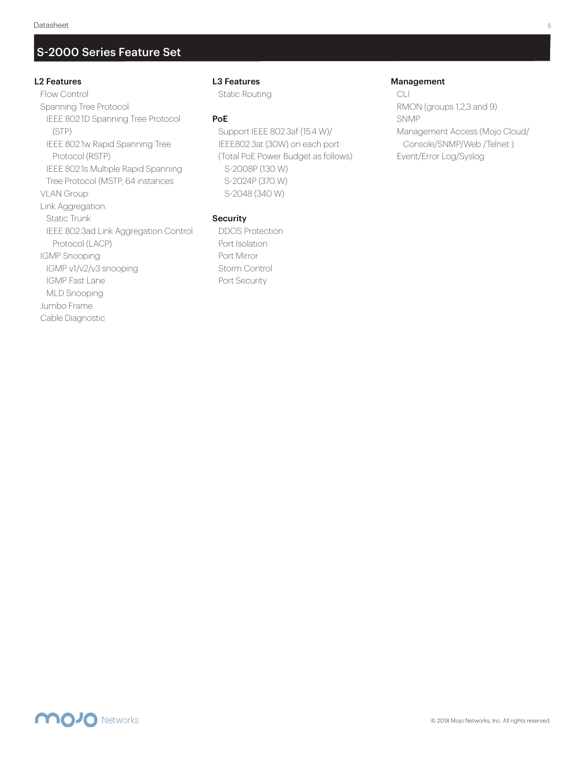## S-2000 Series Feature Set

### L2 Features

- Flow Control
- Spanning Tree Protocol:
  - IEEE 802.1D Spanning Tree Protocol (STP)
  - IEEE 802.1w Rapid Spanning Tree Protocol (RSTP)
  - IEEE 802.1s Multiple Rapid Spanning Tree Protocol (MSTP, 64 instances
- VLAN Group:
- Link Aggregation:
  - Static Trunk
  - IEEE 802.3ad Link Aggregation Control Protocol (LACP)
- IGMP Snooping:
  - IGMP v1/v2/v3 snooping
  - IGMP Fast Lane
  - MLD Snooping
- Jumbo Frame
- Cable Diagnostic

### L3 Features

- Static Routing

### PoE

- Support IEEE 802.3af (15.4 W)/ IEEE802.3at (30W) on each port (Total PoE Power Budget as follows):
  - S-2008P (130 W)
  - S-2024P (370 W)
  - S-2048 (340 W)

### Security

- DDOS Protection
- Port Isolation
- Port Mirror
- Storm Control
- Port Security

### Management

- CLI
- RMON (groups 1,2,3 and 9)
- SNMP
- Management Access (Mojo Cloud/ Console/SNMP/Web /Telnet )
- Event/Error Log/Syslog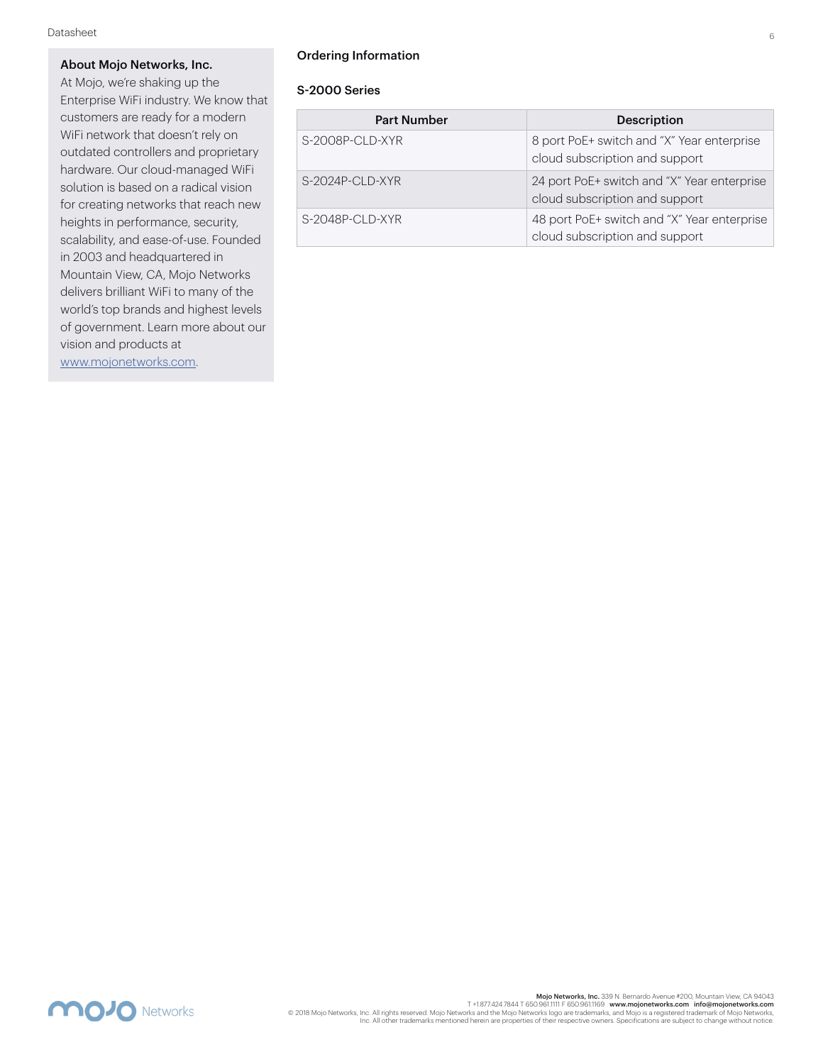## About Mojo Networks, Inc.

At Mojo, we're shaking up the Enterprise WiFi industry. We know that customers are ready for a modern WiFi network that doesn't rely on outdated controllers and proprietary hardware. Our cloud-managed WiFi solution is based on a radical vision for creating networks that reach new heights in performance, security, scalability, and ease-of-use. Founded in 2003 and headquartered in Mountain View, CA, Mojo Networks delivers brilliant WiFi to many of the world's top brands and highest levels of government. Learn more about our vision and products at www.mojonetworks.com.

## Ordering Information

### S-2000 Series

| Part Number | Description |
|---|---|
| S-2008P-CLD-XYR | 8 port PoE+ switch and "X" Year enterprise cloud subscription and support |
| S-2024P-CLD-XYR | 24 port PoE+ switch and "X" Year enterprise cloud subscription and support |
| S-2048P-CLD-XYR | 48 port PoE+ switch and "X" Year enterprise cloud subscription and support |

**Mojo Networks, Inc.** 339 N. Bernardo Avenue #200, Mountain View, CA 94043
T +1.877.424.7844 T 650.961.1111 F 650.961.1169 **www.mojonetworks.com** **info@mojonetworks.com**
© 2018 Mojo Networks, Inc. All rights reserved. Mojo Networks and the Mojo Networks logo are trademarks, and Mojo is a registered trademark of Mojo Networks, Inc. All other trademarks mentioned herein are properties of their respective owners. Specifications are subject to change without notice.